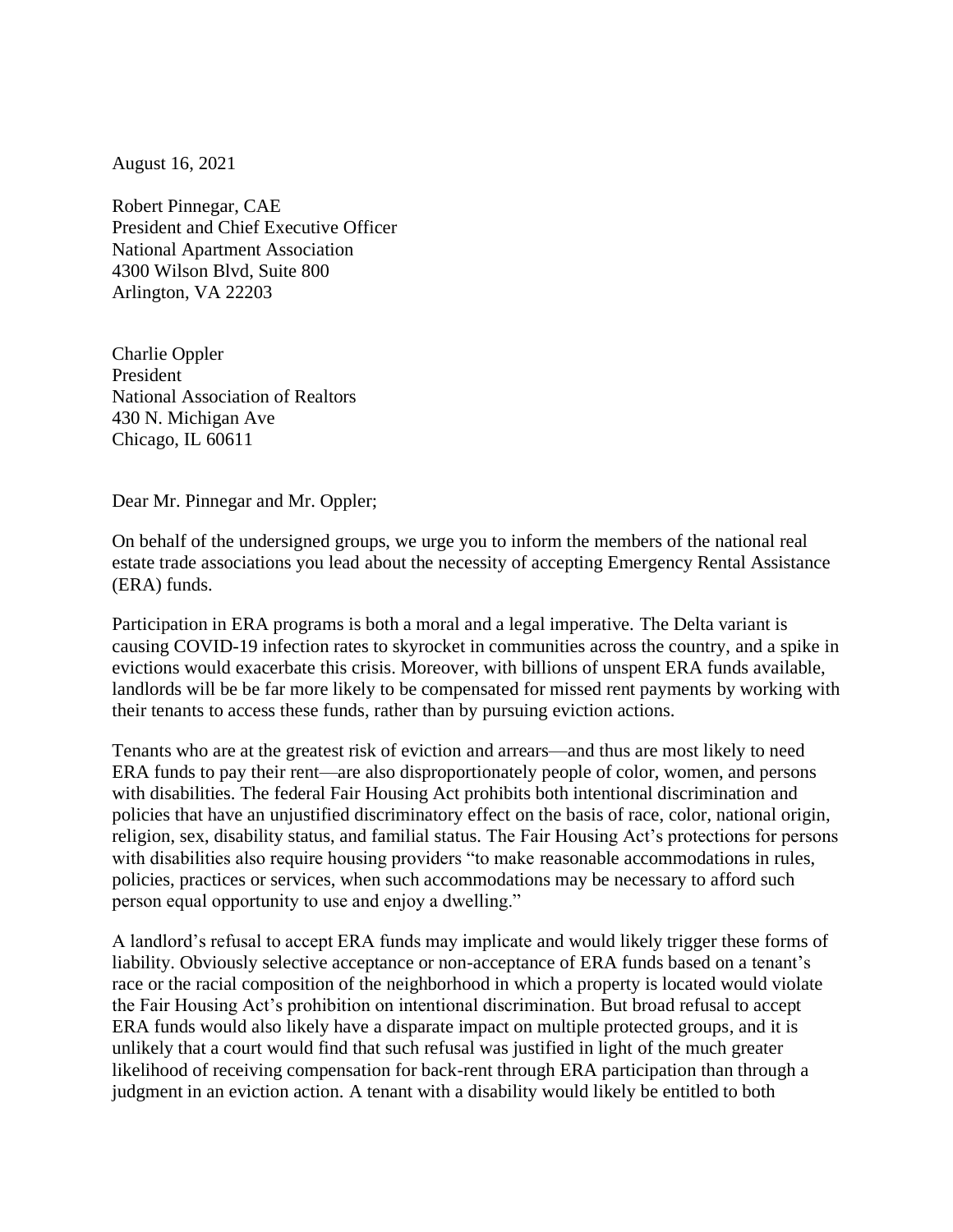August 16, 2021

Robert Pinnegar, CAE
President and Chief Executive Officer
National Apartment Association
4300 Wilson Blvd, Suite 800
Arlington, VA 22203

Charlie Oppler
President
National Association of Realtors
430 N. Michigan Ave
Chicago, IL 60611

Dear Mr. Pinnegar and Mr. Oppler;

On behalf of the undersigned groups, we urge you to inform the members of the national real estate trade associations you lead about the necessity of accepting Emergency Rental Assistance (ERA) funds.

Participation in ERA programs is both a moral and a legal imperative. The Delta variant is causing COVID-19 infection rates to skyrocket in communities across the country, and a spike in evictions would exacerbate this crisis. Moreover, with billions of unspent ERA funds available, landlords will be be far more likely to be compensated for missed rent payments by working with their tenants to access these funds, rather than by pursuing eviction actions.

Tenants who are at the greatest risk of eviction and arrears—and thus are most likely to need ERA funds to pay their rent—are also disproportionately people of color, women, and persons with disabilities. The federal Fair Housing Act prohibits both intentional discrimination and policies that have an unjustified discriminatory effect on the basis of race, color, national origin, religion, sex, disability status, and familial status. The Fair Housing Act's protections for persons with disabilities also require housing providers "to make reasonable accommodations in rules, policies, practices or services, when such accommodations may be necessary to afford such person equal opportunity to use and enjoy a dwelling."

A landlord's refusal to accept ERA funds may implicate and would likely trigger these forms of liability. Obviously selective acceptance or non-acceptance of ERA funds based on a tenant's race or the racial composition of the neighborhood in which a property is located would violate the Fair Housing Act's prohibition on intentional discrimination. But broad refusal to accept ERA funds would also likely have a disparate impact on multiple protected groups, and it is unlikely that a court would find that such refusal was justified in light of the much greater likelihood of receiving compensation for back-rent through ERA participation than through a judgment in an eviction action. A tenant with a disability would likely be entitled to both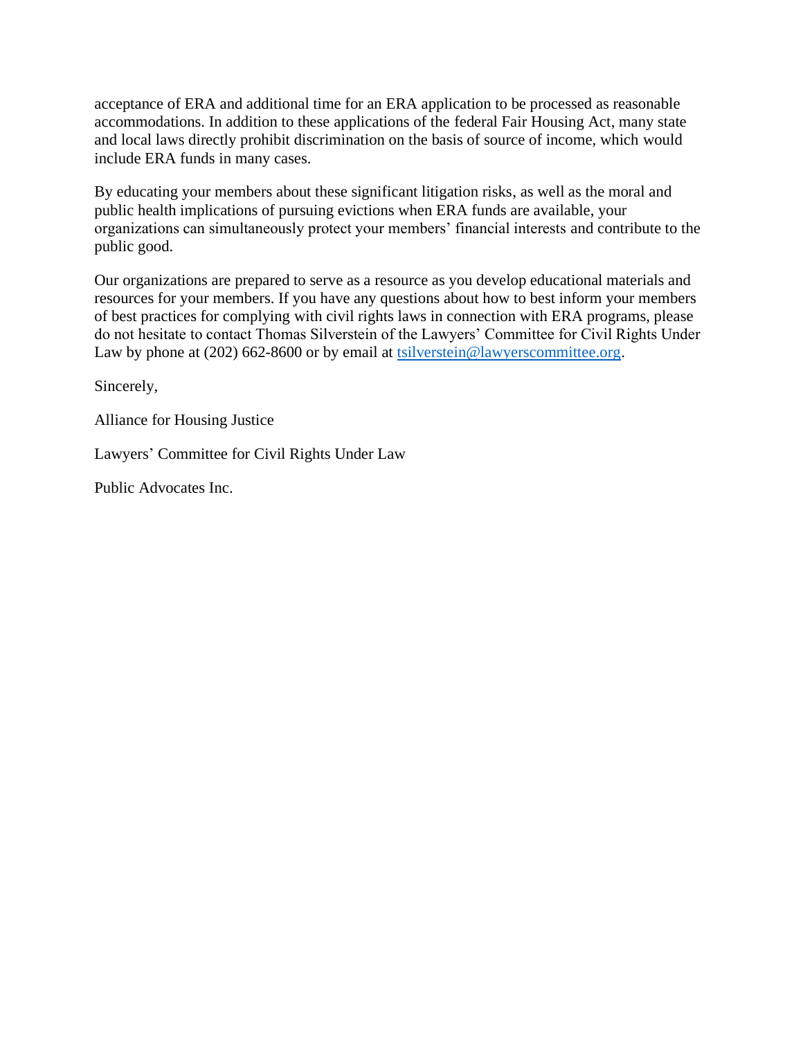acceptance of ERA and additional time for an ERA application to be processed as reasonable accommodations. In addition to these applications of the federal Fair Housing Act, many state and local laws directly prohibit discrimination on the basis of source of income, which would include ERA funds in many cases.

By educating your members about these significant litigation risks, as well as the moral and public health implications of pursuing evictions when ERA funds are available, your organizations can simultaneously protect your members' financial interests and contribute to the public good.

Our organizations are prepared to serve as a resource as you develop educational materials and resources for your members. If you have any questions about how to best inform your members of best practices for complying with civil rights laws in connection with ERA programs, please do not hesitate to contact Thomas Silverstein of the Lawyers' Committee for Civil Rights Under Law by phone at (202) 662-8600 or by email at tsilverstein@lawyerscommittee.org.

Sincerely,

Alliance for Housing Justice

Lawyers' Committee for Civil Rights Under Law

Public Advocates Inc.